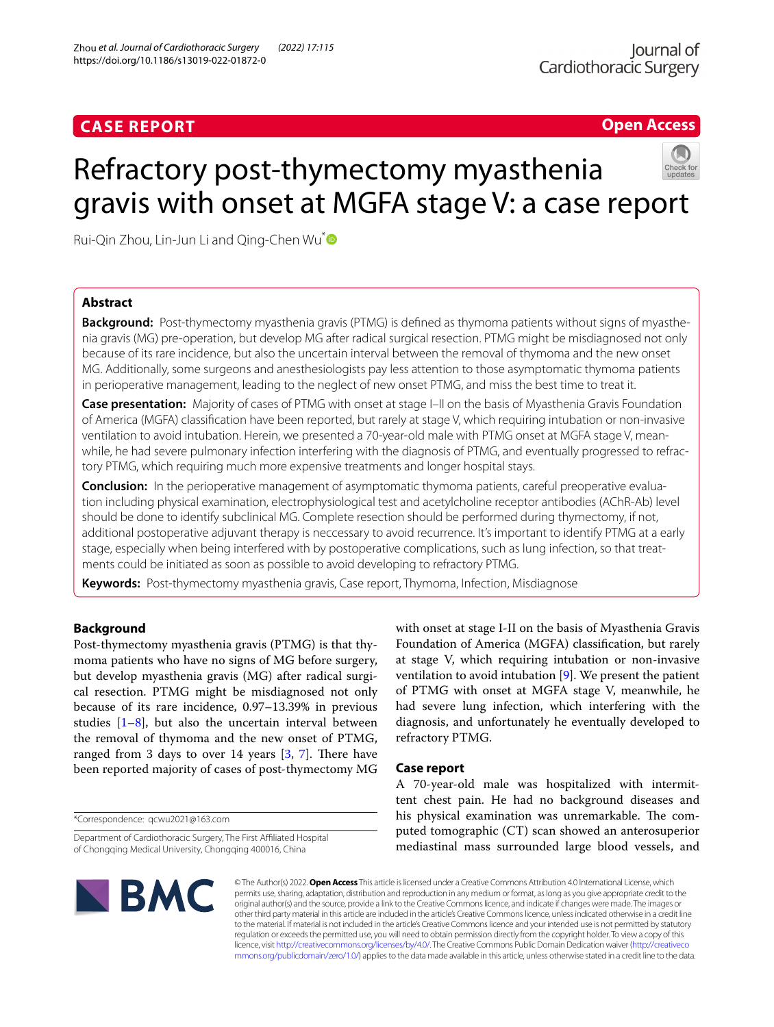CASE REPORT

Open Access

# Refractory post-thymectomy myasthenia gravis with onset at MGFA stage V: a case report

Rui-Qin Zhou, Lin-Jun Li and Qing-Chen Wu*

## Abstract

**Background:** Post-thymectomy myasthenia gravis (PTMG) is defined as thymoma patients without signs of myasthenia gravis (MG) pre-operation, but develop MG after radical surgical resection. PTMG might be misdiagnosed not only because of its rare incidence, but also the uncertain interval between the removal of thymoma and the new onset MG. Additionally, some surgeons and anesthesiologists pay less attention to those asymptomatic thymoma patients in perioperative management, leading to the neglect of new onset PTMG, and miss the best time to treat it.

**Case presentation:** Majority of cases of PTMG with onset at stage I–II on the basis of Myasthenia Gravis Foundation of America (MGFA) classification have been reported, but rarely at stage V, which requiring intubation or non-invasive ventilation to avoid intubation. Herein, we presented a 70-year-old male with PTMG onset at MGFA stage V, meanwhile, he had severe pulmonary infection interfering with the diagnosis of PTMG, and eventually progressed to refractory PTMG, which requiring much more expensive treatments and longer hospital stays.

**Conclusion:** In the perioperative management of asymptomatic thymoma patients, careful preoperative evaluation including physical examination, electrophysiological test and acetylcholine receptor antibodies (AChR-Ab) level should be done to identify subclinical MG. Complete resection should be performed during thymectomy, if not, additional postoperative adjuvant therapy is neccessary to avoid recurrence. It's important to identify PTMG at a early stage, especially when being interfered with by postoperative complications, such as lung infection, so that treatments could be initiated as soon as possible to avoid developing to refractory PTMG.

**Keywords:** Post-thymectomy myasthenia gravis, Case report, Thymoma, Infection, Misdiagnose

## Background

Post-thymectomy myasthenia gravis (PTMG) is that thymoma patients who have no signs of MG before surgery, but develop myasthenia gravis (MG) after radical surgical resection. PTMG might be misdiagnosed not only because of its rare incidence, 0.97–13.39% in previous studies [1–8], but also the uncertain interval between the removal of thymoma and the new onset of PTMG, ranged from 3 days to over 14 years [3, 7]. There have been reported majority of cases of post-thymectomy MG with onset at stage I-II on the basis of Myasthenia Gravis Foundation of America (MGFA) classification, but rarely at stage V, which requiring intubation or non-invasive ventilation to avoid intubation [9]. We present the patient of PTMG with onset at MGFA stage V, meanwhile, he had severe lung infection, which interfering with the diagnosis, and unfortunately he eventually developed to refractory PTMG.

## Case report

A 70-year-old male was hospitalized with intermittent chest pain. He had no background diseases and his physical examination was unremarkable. The computed tomographic (CT) scan showed an anterosuperior mediastinal mass surrounded large blood vessels, and

*Correspondence: qcwu2021@163.com

Department of Cardiothoracic Surgery, The First Affiliated Hospital of Chongqing Medical University, Chongqing 400016, China

© The Author(s) 2022. Open Access This article is licensed under a Creative Commons Attribution 4.0 International License, which permits use, sharing, adaptation, distribution and reproduction in any medium or format, as long as you give appropriate credit to the original author(s) and the source, provide a link to the Creative Commons licence, and indicate if changes were made. The images or other third party material in this article are included in the article's Creative Commons licence, unless indicated otherwise in a credit line to the material. If material is not included in the article's Creative Commons licence and your intended use is not permitted by statutory regulation or exceeds the permitted use, you will need to obtain permission directly from the copyright holder. To view a copy of this licence, visit http://creativecommons.org/licenses/by/4.0/. The Creative Commons Public Domain Dedication waiver (http://creativecommons.org/publicdomain/zero/1.0/) applies to the data made available in this article, unless otherwise stated in a credit line to the data.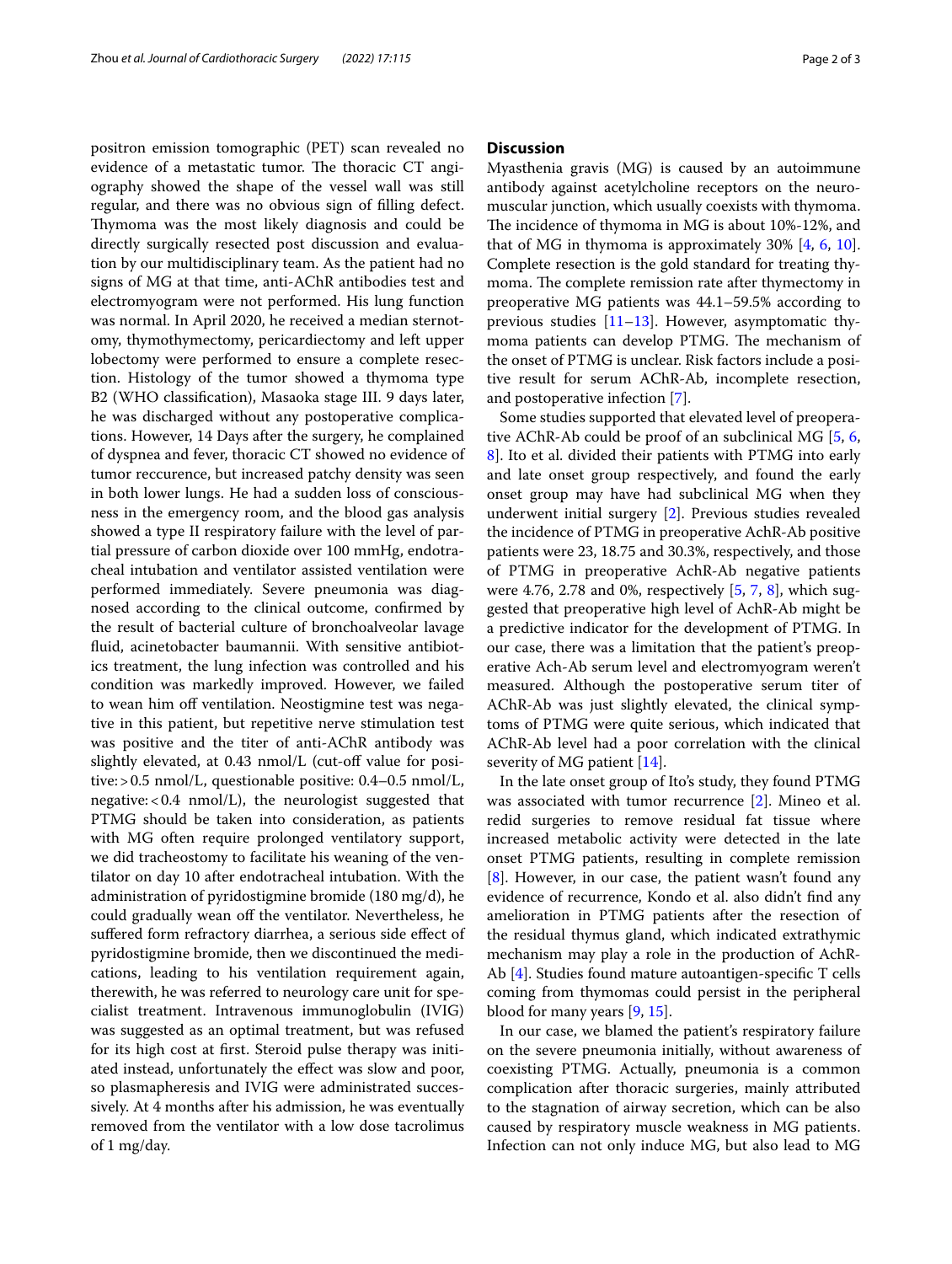positron emission tomographic (PET) scan revealed no evidence of a metastatic tumor. The thoracic CT angiography showed the shape of the vessel wall was still regular, and there was no obvious sign of filling defect. Thymoma was the most likely diagnosis and could be directly surgically resected post discussion and evaluation by our multidisciplinary team. As the patient had no signs of MG at that time, anti-AChR antibodies test and electromyogram were not performed. His lung function was normal. In April 2020, he received a median sternotomy, thymothymectomy, pericardiectomy and left upper lobectomy were performed to ensure a complete resection. Histology of the tumor showed a thymoma type B2 (WHO classification), Masaoka stage III. 9 days later, he was discharged without any postoperative complications. However, 14 Days after the surgery, he complained of dyspnea and fever, thoracic CT showed no evidence of tumor reccurence, but increased patchy density was seen in both lower lungs. He had a sudden loss of consciousness in the emergency room, and the blood gas analysis showed a type II respiratory failure with the level of partial pressure of carbon dioxide over 100 mmHg, endotracheal intubation and ventilator assisted ventilation were performed immediately. Severe pneumonia was diagnosed according to the clinical outcome, confirmed by the result of bacterial culture of bronchoalveolar lavage fluid, acinetobacter baumannii. With sensitive antibiotics treatment, the lung infection was controlled and his condition was markedly improved. However, we failed to wean him off ventilation. Neostigmine test was negative in this patient, but repetitive nerve stimulation test was positive and the titer of anti-AChR antibody was slightly elevated, at 0.43 nmol/L (cut-off value for positive: >0.5 nmol/L, questionable positive: 0.4–0.5 nmol/L, negative: <0.4 nmol/L), the neurologist suggested that PTMG should be taken into consideration, as patients with MG often require prolonged ventilatory support, we did tracheostomy to facilitate his weaning of the ventilator on day 10 after endotracheal intubation. With the administration of pyridostigmine bromide (180 mg/d), he could gradually wean off the ventilator. Nevertheless, he suffered form refractory diarrhea, a serious side effect of pyridostigmine bromide, then we discontinued the medications, leading to his ventilation requirement again, therewith, he was referred to neurology care unit for specialist treatment. Intravenous immunoglobulin (IVIG) was suggested as an optimal treatment, but was refused for its high cost at first. Steroid pulse therapy was initiated instead, unfortunately the effect was slow and poor, so plasmapheresis and IVIG were administrated successively. At 4 months after his admission, he was eventually removed from the ventilator with a low dose tacrolimus of 1 mg/day.

## Discussion

Myasthenia gravis (MG) is caused by an autoimmune antibody against acetylcholine receptors on the neuromuscular junction, which usually coexists with thymoma. The incidence of thymoma in MG is about 10%-12%, and that of MG in thymoma is approximately 30% [4, 6, 10]. Complete resection is the gold standard for treating thymoma. The complete remission rate after thymectomy in preoperative MG patients was 44.1–59.5% according to previous studies [11–13]. However, asymptomatic thymoma patients can develop PTMG. The mechanism of the onset of PTMG is unclear. Risk factors include a positive result for serum AChR-Ab, incomplete resection, and postoperative infection [7].

Some studies supported that elevated level of preoperative AChR-Ab could be proof of an subclinical MG [5, 6, 8]. Ito et al. divided their patients with PTMG into early and late onset group respectively, and found the early onset group may have had subclinical MG when they underwent initial surgery [2]. Previous studies revealed the incidence of PTMG in preoperative AchR-Ab positive patients were 23, 18.75 and 30.3%, respectively, and those of PTMG in preoperative AchR-Ab negative patients were 4.76, 2.78 and 0%, respectively [5, 7, 8], which suggested that preoperative high level of AchR-Ab might be a predictive indicator for the development of PTMG. In our case, there was a limitation that the patient's preoperative Ach-Ab serum level and electromyogram weren't measured. Although the postoperative serum titer of AChR-Ab was just slightly elevated, the clinical symptoms of PTMG were quite serious, which indicated that AChR-Ab level had a poor correlation with the clinical severity of MG patient [14].

In the late onset group of Ito's study, they found PTMG was associated with tumor recurrence [2]. Mineo et al. redid surgeries to remove residual fat tissue where increased metabolic activity were detected in the late onset PTMG patients, resulting in complete remission [8]. However, in our case, the patient wasn't found any evidence of recurrence, Kondo et al. also didn't find any amelioration in PTMG patients after the resection of the residual thymus gland, which indicated extrathymic mechanism may play a role in the production of AchR-Ab [4]. Studies found mature autoantigen-specific T cells coming from thymomas could persist in the peripheral blood for many years [9, 15].

In our case, we blamed the patient's respiratory failure on the severe pneumonia initially, without awareness of coexisting PTMG. Actually, pneumonia is a common complication after thoracic surgeries, mainly attributed to the stagnation of airway secretion, which can be also caused by respiratory muscle weakness in MG patients. Infection can not only induce MG, but also lead to MG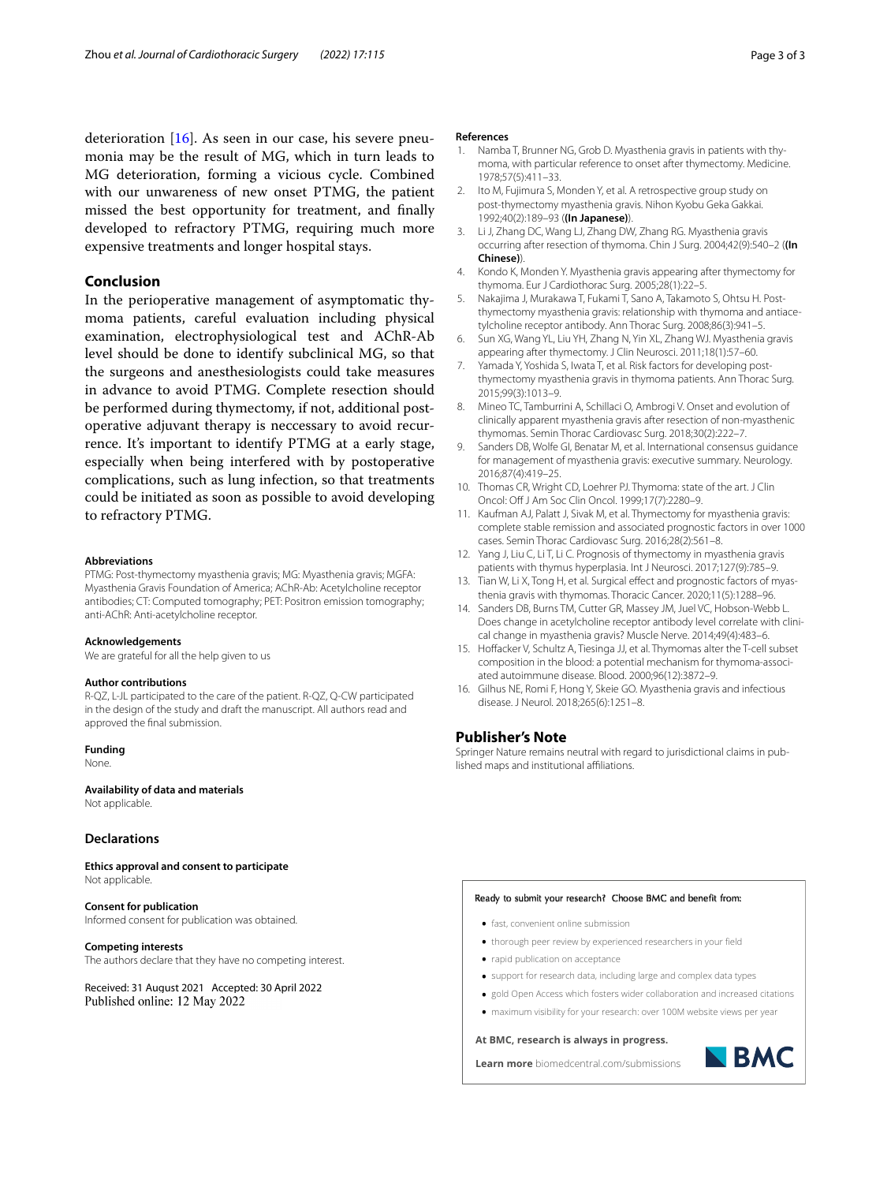deterioration [16]. As seen in our case, his severe pneumonia may be the result of MG, which in turn leads to MG deterioration, forming a vicious cycle. Combined with our unawareness of new onset PTMG, the patient missed the best opportunity for treatment, and finally developed to refractory PTMG, requiring much more expensive treatments and longer hospital stays.

## Conclusion

In the perioperative management of asymptomatic thymoma patients, careful evaluation including physical examination, electrophysiological test and AChR-Ab level should be done to identify subclinical MG, so that the surgeons and anesthesiologists could take measures in advance to avoid PTMG. Complete resection should be performed during thymectomy, if not, additional postoperative adjuvant therapy is neccessary to avoid recurrence. It's important to identify PTMG at a early stage, especially when being interfered with by postoperative complications, such as lung infection, so that treatments could be initiated as soon as possible to avoid developing to refractory PTMG.

#### Abbreviations

PTMG: Post-thymectomy myasthenia gravis; MG: Myasthenia gravis; MGFA: Myasthenia Gravis Foundation of America; AChR-Ab: Acetylcholine receptor antibodies; CT: Computed tomography; PET: Positron emission tomography; anti-AChR: Anti-acetylcholine receptor.

#### Acknowledgements

We are grateful for all the help given to us

#### Author contributions

R-QZ, L-JL participated to the care of the patient. R-QZ, Q-CW participated in the design of the study and draft the manuscript. All authors read and approved the final submission.

#### Funding

None.

#### Availability of data and materials

Not applicable.

### Declarations

#### Ethics approval and consent to participate

Not applicable.

#### Consent for publication

Informed consent for publication was obtained.

#### Competing interests

The authors declare that they have no competing interest.

Received: 31 August 2021 Accepted: 30 April 2022
Published online: 12 May 2022

#### References

1. Namba T, Brunner NG, Grob D. Myasthenia gravis in patients with thymoma, with particular reference to onset after thymectomy. Medicine. 1978;57(5):411–33.
2. Ito M, Fujimura S, Monden Y, et al. A retrospective group study on post-thymectomy myasthenia gravis. Nihon Kyobu Geka Gakkai. 1992;40(2):189–93 (**(In Japanese)**).
3. Li J, Zhang DC, Wang LJ, Zhang DW, Zhang RG. Myasthenia gravis occurring after resection of thymoma. Chin J Surg. 2004;42(9):540–2 (**(In Chinese)**).
4. Kondo K, Monden Y. Myasthenia gravis appearing after thymectomy for thymoma. Eur J Cardiothorac Surg. 2005;28(1):22–5.
5. Nakajima J, Murakawa T, Fukami T, Sano A, Takamoto S, Ohtsu H. Post-thymectomy myasthenia gravis: relationship with thymoma and antiacetylcholine receptor antibody. Ann Thorac Surg. 2008;86(3):941–5.
6. Sun XG, Wang YL, Liu YH, Zhang N, Yin XL, Zhang WJ. Myasthenia gravis appearing after thymectomy. J Clin Neurosci. 2011;18(1):57–60.
7. Yamada Y, Yoshida S, Iwata T, et al. Risk factors for developing post-thymectomy myasthenia gravis in thymoma patients. Ann Thorac Surg. 2015;99(3):1013–9.
8. Mineo TC, Tamburrini A, Schillaci O, Ambrogi V. Onset and evolution of clinically apparent myasthenia gravis after resection of non-myasthenic thymomas. Semin Thorac Cardiovasc Surg. 2018;30(2):222–7.
9. Sanders DB, Wolfe GI, Benatar M, et al. International consensus guidance for management of myasthenia gravis: executive summary. Neurology. 2016;87(4):419–25.
10. Thomas CR, Wright CD, Loehrer PJ. Thymoma: state of the art. J Clin Oncol: Off J Am Soc Clin Oncol. 1999;17(7):2280–9.
11. Kaufman AJ, Palatt J, Sivak M, et al. Thymectomy for myasthenia gravis: complete stable remission and associated prognostic factors in over 1000 cases. Semin Thorac Cardiovasc Surg. 2016;28(2):561–8.
12. Yang J, Liu C, Li T, Li C. Prognosis of thymectomy in myasthenia gravis patients with thymus hyperplasia. Int J Neurosci. 2017;127(9):785–9.
13. Tian W, Li X, Tong H, et al. Surgical effect and prognostic factors of myasthenia gravis with thymomas. Thoracic Cancer. 2020;11(5):1288–96.
14. Sanders DB, Burns TM, Cutter GR, Massey JM, Juel VC, Hobson-Webb L. Does change in acetylcholine receptor antibody level correlate with clinical change in myasthenia gravis? Muscle Nerve. 2014;49(4):483–6.
15. Hoffacker V, Schultz A, Tiesinga JJ, et al. Thymomas alter the T-cell subset composition in the blood: a potential mechanism for thymoma-associated autoimmune disease. Blood. 2000;96(12):3872–9.
16. Gilhus NE, Romi F, Hong Y, Skeie GO. Myasthenia gravis and infectious disease. J Neurol. 2018;265(6):1251–8.

### Publisher's Note

Springer Nature remains neutral with regard to jurisdictional claims in published maps and institutional affiliations.

Ready to submit your research? Choose BMC and benefit from:

- fast, convenient online submission
- thorough peer review by experienced researchers in your field
- rapid publication on acceptance
- support for research data, including large and complex data types
- gold Open Access which fosters wider collaboration and increased citations
- maximum visibility for your research: over 100M website views per year

**At BMC, research is always in progress.**

**Learn more** biomedcentral.com/submissions

BMC